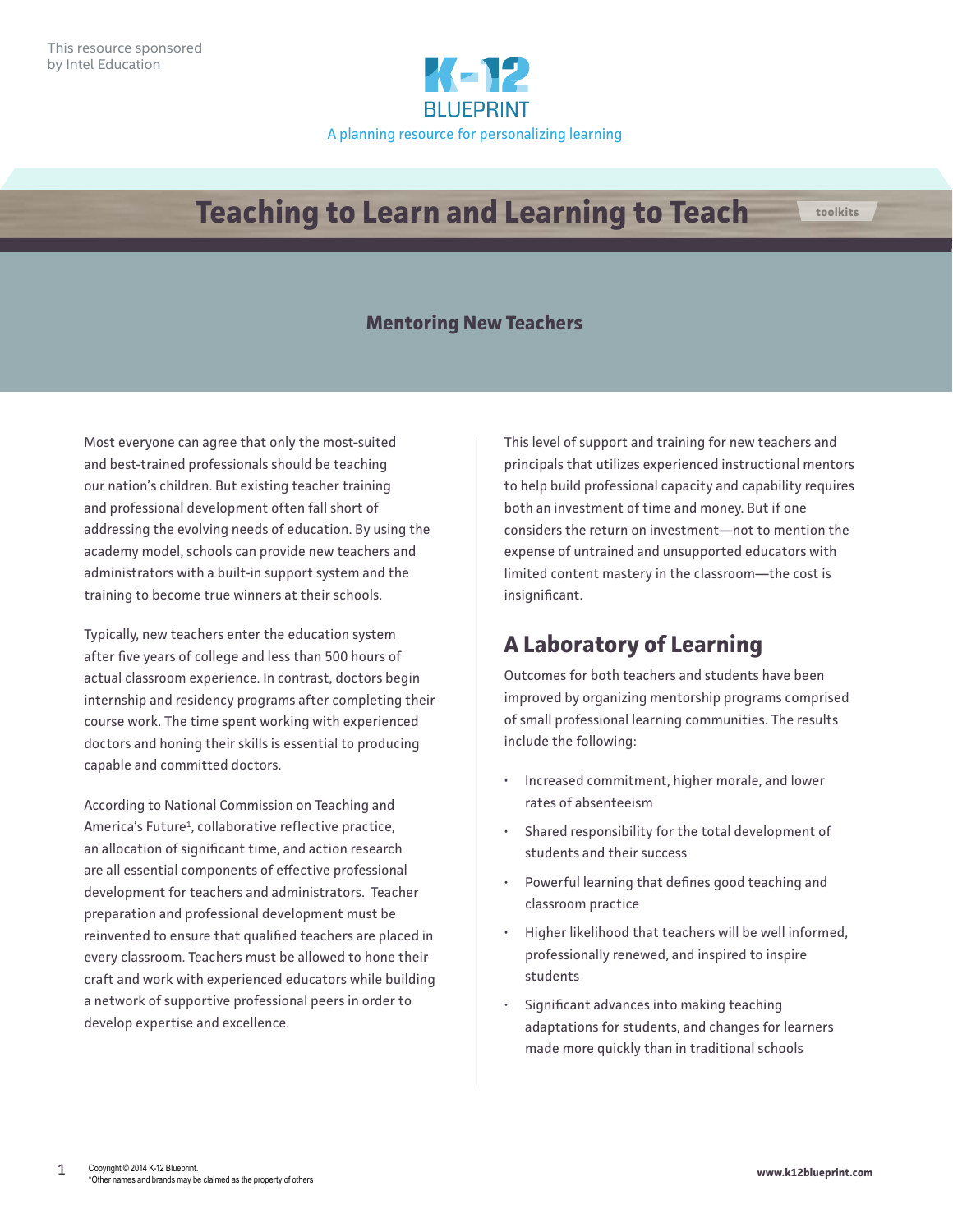This resource sponsored by Intel Education

K-12 BLUEPRINT

A planning resource for personalizing learning

# Teaching to Learn and Learning to Teach

toolkits

## Mentoring New Teachers

Most everyone can agree that only the most-suited and best-trained professionals should be teaching our nation's children. But existing teacher training and professional development often fall short of addressing the evolving needs of education. By using the academy model, schools can provide new teachers and administrators with a built-in support system and the training to become true winners at their schools.

Typically, new teachers enter the education system after five years of college and less than 500 hours of actual classroom experience. In contrast, doctors begin internship and residency programs after completing their course work. The time spent working with experienced doctors and honing their skills is essential to producing capable and committed doctors.

According to National Commission on Teaching and America's Future[1], collaborative reflective practice, an allocation of significant time, and action research are all essential components of effective professional development for teachers and administrators. Teacher preparation and professional development must be reinvented to ensure that qualified teachers are placed in every classroom. Teachers must be allowed to hone their craft and work with experienced educators while building a network of supportive professional peers in order to develop expertise and excellence.

This level of support and training for new teachers and principals that utilizes experienced instructional mentors to help build professional capacity and capability requires both an investment of time and money. But if one considers the return on investment—not to mention the expense of untrained and unsupported educators with limited content mastery in the classroom—the cost is insignificant.

## A Laboratory of Learning

Outcomes for both teachers and students have been improved by organizing mentorship programs comprised of small professional learning communities. The results include the following:

- Increased commitment, higher morale, and lower rates of absenteeism
- Shared responsibility for the total development of students and their success
- Powerful learning that defines good teaching and classroom practice
- Higher likelihood that teachers will be well informed, professionally renewed, and inspired to inspire students
- Significant advances into making teaching adaptations for students, and changes for learners made more quickly than in traditional schools

Copyright © 2014 K-12 Blueprint.
*Other names and brands may be claimed as the property of others

www.k12blueprint.com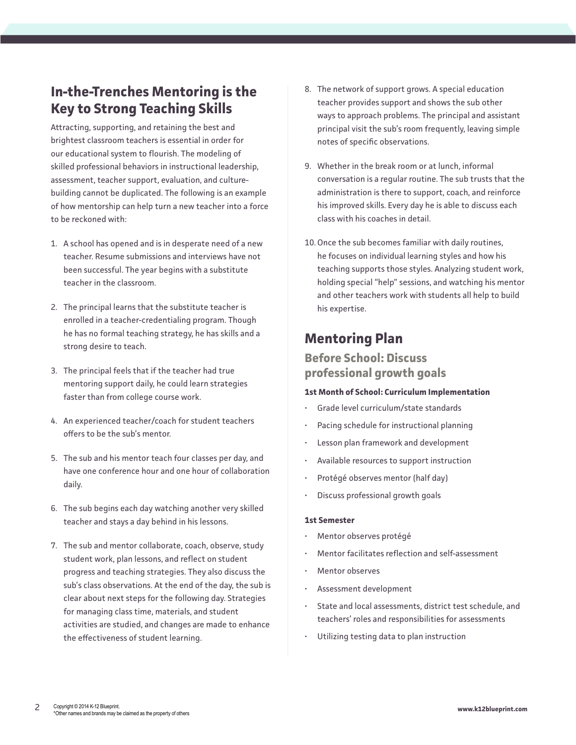## In-the-Trenches Mentoring is the Key to Strong Teaching Skills

Attracting, supporting, and retaining the best and brightest classroom teachers is essential in order for our educational system to flourish. The modeling of skilled professional behaviors in instructional leadership, assessment, teacher support, evaluation, and culture-building cannot be duplicated. The following is an example of how mentorship can help turn a new teacher into a force to be reckoned with:

1. A school has opened and is in desperate need of a new teacher. Resume submissions and interviews have not been successful. The year begins with a substitute teacher in the classroom.

2. The principal learns that the substitute teacher is enrolled in a teacher-credentialing program. Though he has no formal teaching strategy, he has skills and a strong desire to teach.

3. The principal feels that if the teacher had true mentoring support daily, he could learn strategies faster than from college course work.

4. An experienced teacher/coach for student teachers offers to be the sub's mentor.

5. The sub and his mentor teach four classes per day, and have one conference hour and one hour of collaboration daily.

6. The sub begins each day watching another very skilled teacher and stays a day behind in his lessons.

7. The sub and mentor collaborate, coach, observe, study student work, plan lessons, and reflect on student progress and teaching strategies. They also discuss the sub's class observations. At the end of the day, the sub is clear about next steps for the following day. Strategies for managing class time, materials, and student activities are studied, and changes are made to enhance the effectiveness of student learning.

8. The network of support grows. A special education teacher provides support and shows the sub other ways to approach problems. The principal and assistant principal visit the sub's room frequently, leaving simple notes of specific observations.

9. Whether in the break room or at lunch, informal conversation is a regular routine. The sub trusts that the administration is there to support, coach, and reinforce his improved skills. Every day he is able to discuss each class with his coaches in detail.

10. Once the sub becomes familiar with daily routines, he focuses on individual learning styles and how his teaching supports those styles. Analyzing student work, holding special "help" sessions, and watching his mentor and other teachers work with students all help to build his expertise.

## Mentoring Plan

### Before School: Discuss professional growth goals

**1st Month of School: Curriculum Implementation**

- Grade level curriculum/state standards
- Pacing schedule for instructional planning
- Lesson plan framework and development
- Available resources to support instruction
- Protégé observes mentor (half day)
- Discuss professional growth goals

**1st Semester**

- Mentor observes protégé
- Mentor facilitates reflection and self-assessment
- Mentor observes
- Assessment development
- State and local assessments, district test schedule, and teachers' roles and responsibilities for assessments
- Utilizing testing data to plan instruction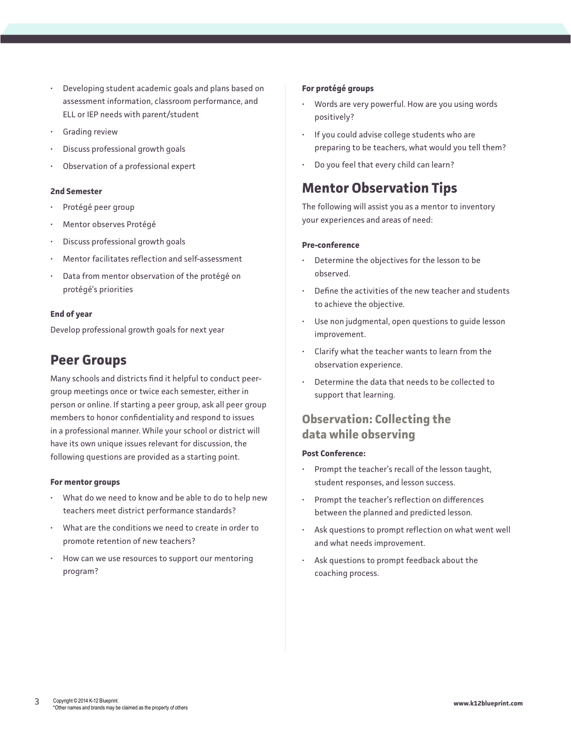- Developing student academic goals and plans based on assessment information, classroom performance, and ELL or IEP needs with parent/student
- Grading review
- Discuss professional growth goals
- Observation of a professional expert

**2nd Semester**

- Protégé peer group
- Mentor observes Protégé
- Discuss professional growth goals
- Mentor facilitates reflection and self-assessment
- Data from mentor observation of the protégé on protégé's priorities

**End of year**

Develop professional growth goals for next year

## Peer Groups

Many schools and districts find it helpful to conduct peer-group meetings once or twice each semester, either in person or online. If starting a peer group, ask all peer group members to honor confidentiality and respond to issues in a professional manner. While your school or district will have its own unique issues relevant for discussion, the following questions are provided as a starting point.

**For mentor groups**

- What do we need to know and be able to do to help new teachers meet district performance standards?
- What are the conditions we need to create in order to promote retention of new teachers?
- How can we use resources to support our mentoring program?

**For protégé groups**

- Words are very powerful. How are you using words positively?
- If you could advise college students who are preparing to be teachers, what would you tell them?
- Do you feel that every child can learn?

## Mentor Observation Tips

The following will assist you as a mentor to inventory your experiences and areas of need:

**Pre-conference**

- Determine the objectives for the lesson to be observed.
- Define the activities of the new teacher and students to achieve the objective.
- Use non judgmental, open questions to guide lesson improvement.
- Clarify what the teacher wants to learn from the observation experience.
- Determine the data that needs to be collected to support that learning.

### Observation: Collecting the data while observing

**Post Conference:**

- Prompt the teacher's recall of the lesson taught, student responses, and lesson success.
- Prompt the teacher's reflection on differences between the planned and predicted lesson.
- Ask questions to prompt reflection on what went well and what needs improvement.
- Ask questions to prompt feedback about the coaching process.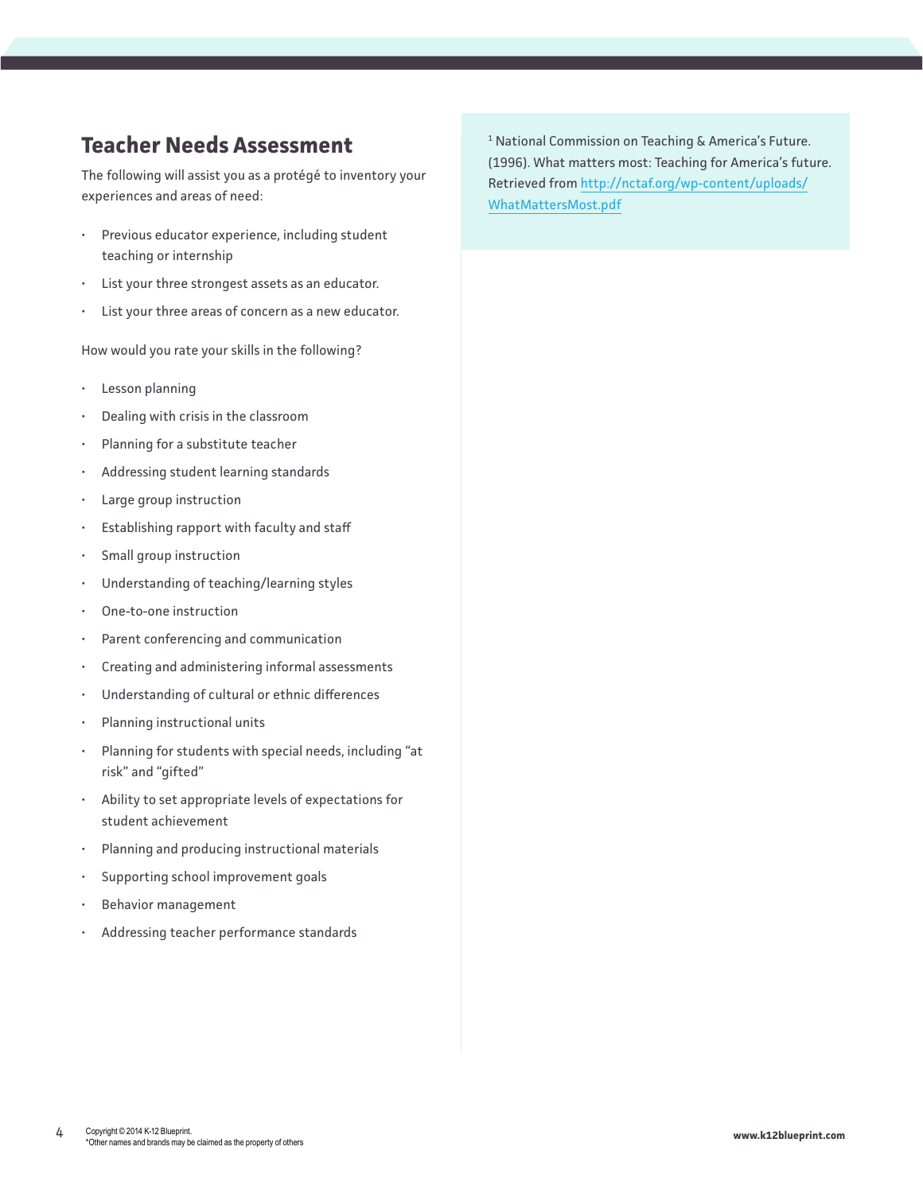## Teacher Needs Assessment

The following will assist you as a protégé to inventory your experiences and areas of need:

- Previous educator experience, including student teaching or internship
- List your three strongest assets as an educator.
- List your three areas of concern as a new educator.

How would you rate your skills in the following?

- Lesson planning
- Dealing with crisis in the classroom
- Planning for a substitute teacher
- Addressing student learning standards
- Large group instruction
- Establishing rapport with faculty and staff
- Small group instruction
- Understanding of teaching/learning styles
- One-to-one instruction
- Parent conferencing and communication
- Creating and administering informal assessments
- Understanding of cultural or ethnic differences
- Planning instructional units
- Planning for students with special needs, including "at risk" and "gifted"
- Ability to set appropriate levels of expectations for student achievement
- Planning and producing instructional materials
- Supporting school improvement goals
- Behavior management
- Addressing teacher performance standards

[1] National Commission on Teaching & America's Future. (1996). What matters most: Teaching for America's future. Retrieved from http://nctaf.org/wp-content/uploads/WhatMattersMost.pdf

Copyright © 2014 K-12 Blueprint.
*Other names and brands may be claimed as the property of others

www.k12blueprint.com